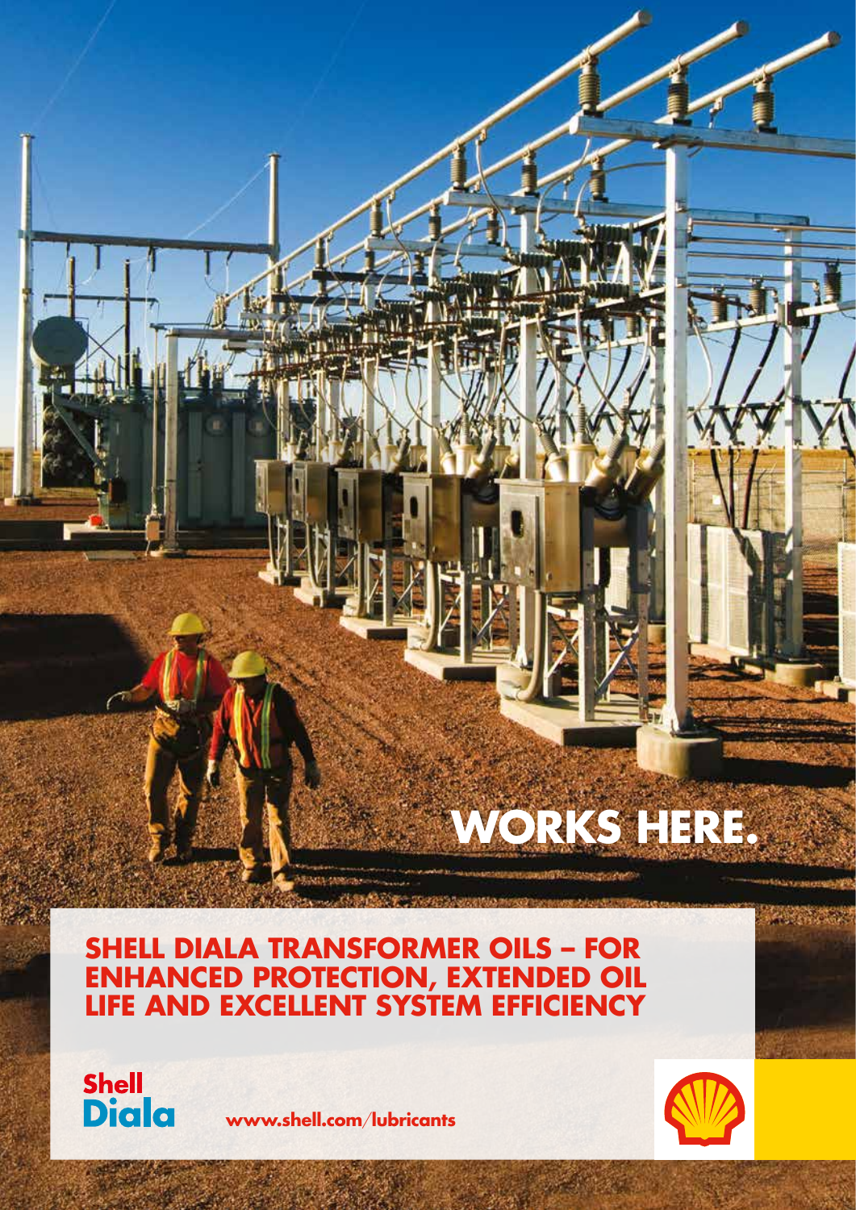# WORKS HERE.

## SHELL DIALA TRANSFORMER OILS – FOR ENHANCED PROTECTION, EXTENDED OIL LIFE AND EXCELLENT SYSTEM EFFICIENCY

Shell Diala

www.shell.com/lubricants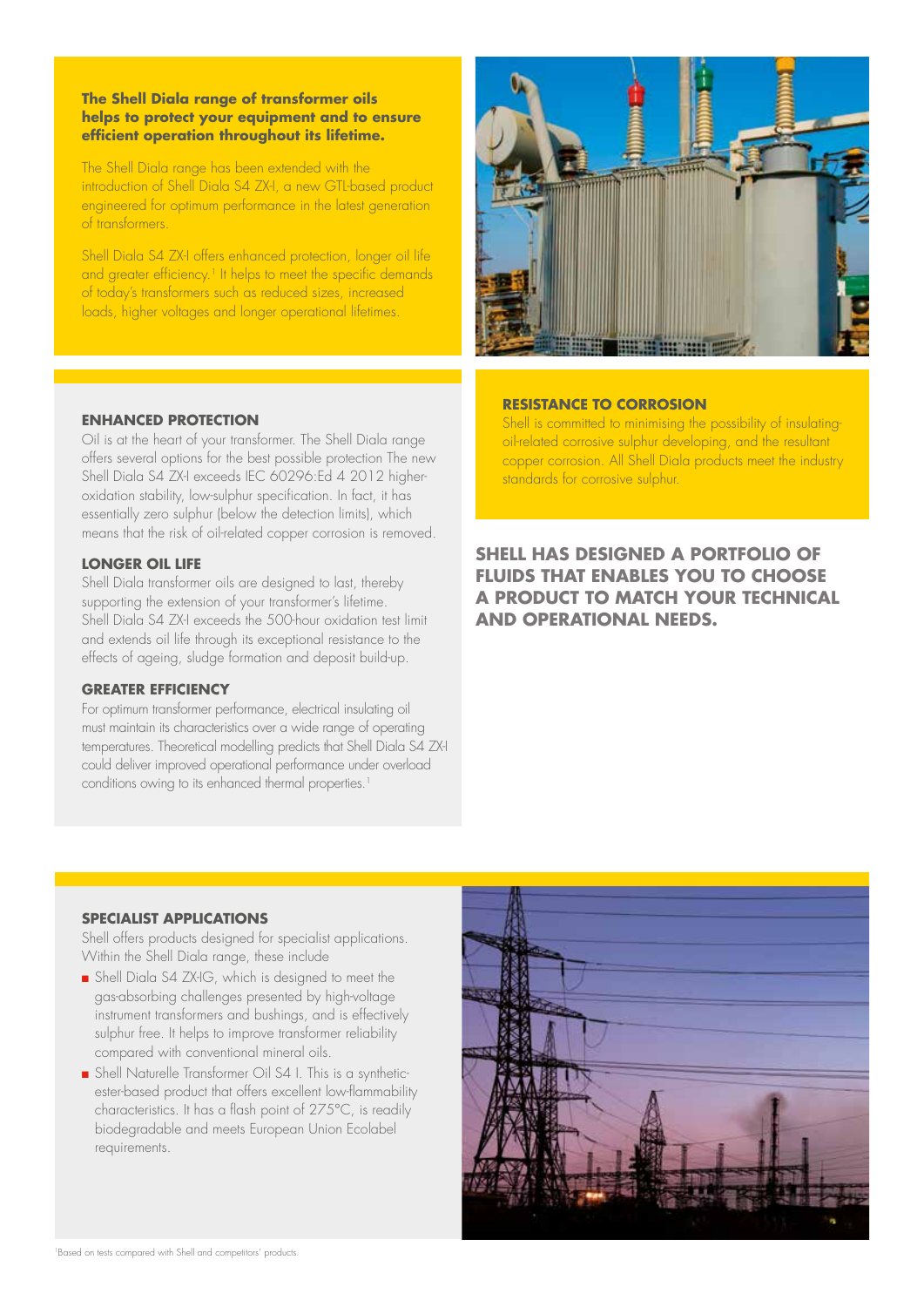**The Shell Diala range of transformer oils helps to protect your equipment and to ensure efficient operation throughout its lifetime.**

The Shell Diala range has been extended with the introduction of Shell Diala S4 ZX-I, a new GTL-based product engineered for optimum performance in the latest generation of transformers.

Shell Diala S4 ZX-I offers enhanced protection, longer oil life and greater efficiency.[1] It helps to meet the specific demands of today's transformers such as reduced sizes, increased loads, higher voltages and longer operational lifetimes.

### ENHANCED PROTECTION

Oil is at the heart of your transformer. The Shell Diala range offers several options for the best possible protection The new Shell Diala S4 ZX-I exceeds IEC 60296:Ed 4 2012 higher-oxidation stability, low-sulphur specification. In fact, it has essentially zero sulphur (below the detection limits), which means that the risk of oil-related copper corrosion is removed.

### LONGER OIL LIFE

Shell Diala transformer oils are designed to last, thereby supporting the extension of your transformer's lifetime. Shell Diala S4 ZX-I exceeds the 500-hour oxidation test limit and extends oil life through its exceptional resistance to the effects of ageing, sludge formation and deposit build-up.

### GREATER EFFICIENCY

For optimum transformer performance, electrical insulating oil must maintain its characteristics over a wide range of operating temperatures. Theoretical modelling predicts that Shell Diala S4 ZX-I could deliver improved operational performance under overload conditions owing to its enhanced thermal properties.[1]

### RESISTANCE TO CORROSION

Shell is committed to minimising the possibility of insulating-oil-related corrosive sulphur developing, and the resultant copper corrosion. All Shell Diala products meet the industry standards for corrosive sulphur.

**SHELL HAS DESIGNED A PORTFOLIO OF FLUIDS THAT ENABLES YOU TO CHOOSE A PRODUCT TO MATCH YOUR TECHNICAL AND OPERATIONAL NEEDS.**

### SPECIALIST APPLICATIONS

Shell offers products designed for specialist applications. Within the Shell Diala range, these include

- Shell Diala S4 ZX-IG, which is designed to meet the gas-absorbing challenges presented by high-voltage instrument transformers and bushings, and is effectively sulphur free. It helps to improve transformer reliability compared with conventional mineral oils.
- Shell Naturelle Transformer Oil S4 I. This is a synthetic-ester-based product that offers excellent low-flammability characteristics. It has a flash point of 275°C, is readily biodegradable and meets European Union Ecolabel requirements.

[1]Based on tests compared with Shell and competitors' products.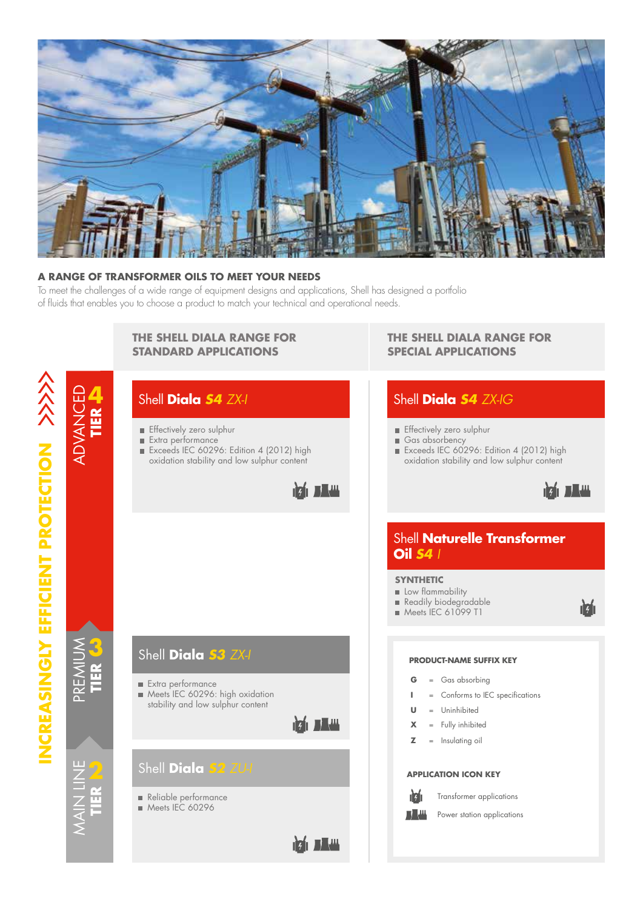## A RANGE OF TRANSFORMER OILS TO MEET YOUR NEEDS

To meet the challenges of a wide range of equipment designs and applications, Shell has designed a portfolio of fluids that enables you to choose a product to match your technical and operational needs.

**INCREASINGLY EFFICIENT PROTECTION**

| | THE SHELL DIALA RANGE FOR STANDARD APPLICATIONS | THE SHELL DIALA RANGE FOR SPECIAL APPLICATIONS |
|---|---|---|
| ADVANCED TIER 4 | **Shell Diala S4 ZX-I**<br>■ Effectively zero sulphur<br>■ Extra performance<br>■ Exceeds IEC 60296: Edition 4 (2012) high oxidation stability and low sulphur content | **Shell Diala S4 ZX-IG**<br>■ Effectively zero sulphur<br>■ Gas absorbency<br>■ Exceeds IEC 60296: Edition 4 (2012) high oxidation stability and low sulphur content<br><br>**Shell Naturelle Transformer Oil S4 I**<br>SYNTHETIC<br>■ Low flammability<br>■ Readily biodegradable<br>■ Meets IEC 61099 T1 |
| PREMIUM TIER 3 | **Shell Diala S3 ZX-I**<br>■ Extra performance<br>■ Meets IEC 60296: high oxidation stability and low sulphur content | |
| MAIN LINE TIER 2 | **Shell Diala S2 ZU-I**<br>■ Reliable performance<br>■ Meets IEC 60296 | |

### PRODUCT-NAME SUFFIX KEY

- **G** = Gas absorbing
- **I** = Conforms to IEC specifications
- **U** = Uninhibited
- **X** = Fully inhibited
- **Z** = Insulating oil

### APPLICATION ICON KEY

- Transformer applications
- Power station applications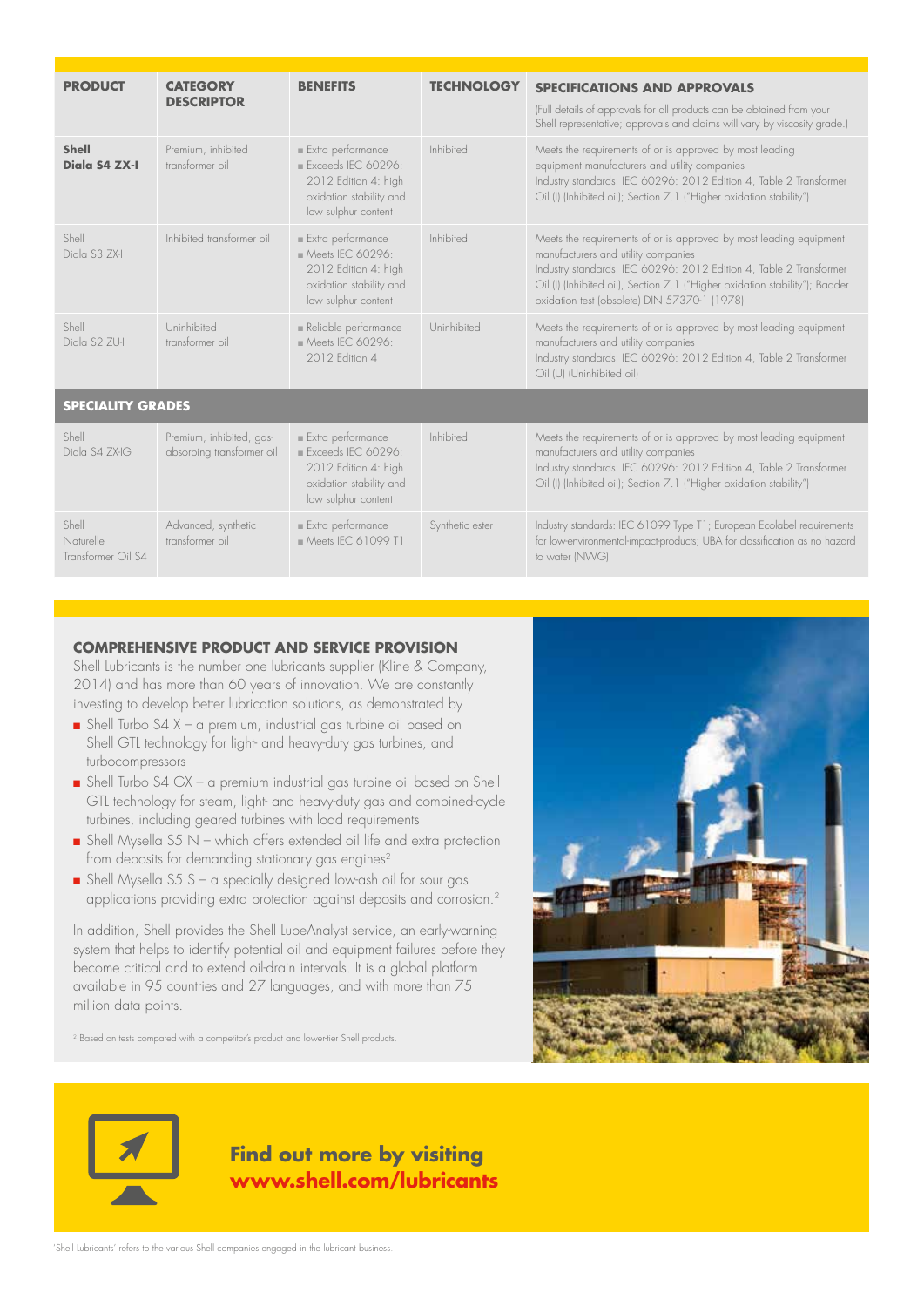| PRODUCT | CATEGORY DESCRIPTOR | BENEFITS | TECHNOLOGY | SPECIFICATIONS AND APPROVALS (Full details of approvals for all products can be obtained from your Shell representative; approvals and claims will vary by viscosity grade.) |
|---|---|---|---|---|
| **Shell Diala S4 ZX-I** | Premium, inhibited transformer oil | ■ Extra performance ■ Exceeds IEC 60296: 2012 Edition 4: high oxidation stability and low sulphur content | Inhibited | Meets the requirements of or is approved by most leading equipment manufacturers and utility companies Industry standards: IEC 60296: 2012 Edition 4, Table 2 Transformer Oil (I) (Inhibited oil); Section 7.1 ("Higher oxidation stability") |
| Shell Diala S3 ZX-I | Inhibited transformer oil | ■ Extra performance ■ Meets IEC 60296: 2012 Edition 4: high oxidation stability and low sulphur content | Inhibited | Meets the requirements of or is approved by most leading equipment manufacturers and utility companies Industry standards: IEC 60296: 2012 Edition 4, Table 2 Transformer Oil (I) (Inhibited oil), Section 7.1 ("Higher oxidation stability"); Baader oxidation test (obsolete) DIN 57370-1 (1978) |
| Shell Diala S2 ZU-I | Uninhibited transformer oil | ■ Reliable performance ■ Meets IEC 60296: 2012 Edition 4 | Uninhibited | Meets the requirements of or is approved by most leading equipment manufacturers and utility companies Industry standards: IEC 60296: 2012 Edition 4, Table 2 Transformer Oil (U) (Uninhibited oil) |
| **SPECIALITY GRADES** | | | | |
| Shell Diala S4 ZX-IG | Premium, inhibited, gas-absorbing transformer oil | ■ Extra performance ■ Exceeds IEC 60296: 2012 Edition 4: high oxidation stability and low sulphur content | Inhibited | Meets the requirements of or is approved by most leading equipment manufacturers and utility companies Industry standards: IEC 60296: 2012 Edition 4, Table 2 Transformer Oil (I) (Inhibited oil); Section 7.1 ("Higher oxidation stability") |
| Shell Naturelle Transformer Oil S4 I | Advanced, synthetic transformer oil | ■ Extra performance ■ Meets IEC 61099 T1 | Synthetic ester | Industry standards: IEC 61099 Type T1; European Ecolabel requirements for low-environmental-impact-products; UBA for classification as no hazard to water (NWG) |

## COMPREHENSIVE PRODUCT AND SERVICE PROVISION

Shell Lubricants is the number one lubricants supplier (Kline & Company, 2014) and has more than 60 years of innovation. We are constantly investing to develop better lubrication solutions, as demonstrated by

- Shell Turbo S4 X – a premium, industrial gas turbine oil based on Shell GTL technology for light- and heavy-duty gas turbines, and turbocompressors
- Shell Turbo S4 GX – a premium industrial gas turbine oil based on Shell GTL technology for steam, light- and heavy-duty gas and combined-cycle turbines, including geared turbines with load requirements
- Shell Mysella S5 N – which offers extended oil life and extra protection from deposits for demanding stationary gas engines[2]
- Shell Mysella S5 S – a specially designed low-ash oil for sour gas applications providing extra protection against deposits and corrosion.[2]

In addition, Shell provides the Shell LubeAnalyst service, an early-warning system that helps to identify potential oil and equipment failures before they become critical and to extend oil-drain intervals. It is a global platform available in 95 countries and 27 languages, and with more than 75 million data points.

[2] Based on tests compared with a competitor's product and lower-tier Shell products.

**Find out more by visiting www.shell.com/lubricants**

'Shell Lubricants' refers to the various Shell companies engaged in the lubricant business.